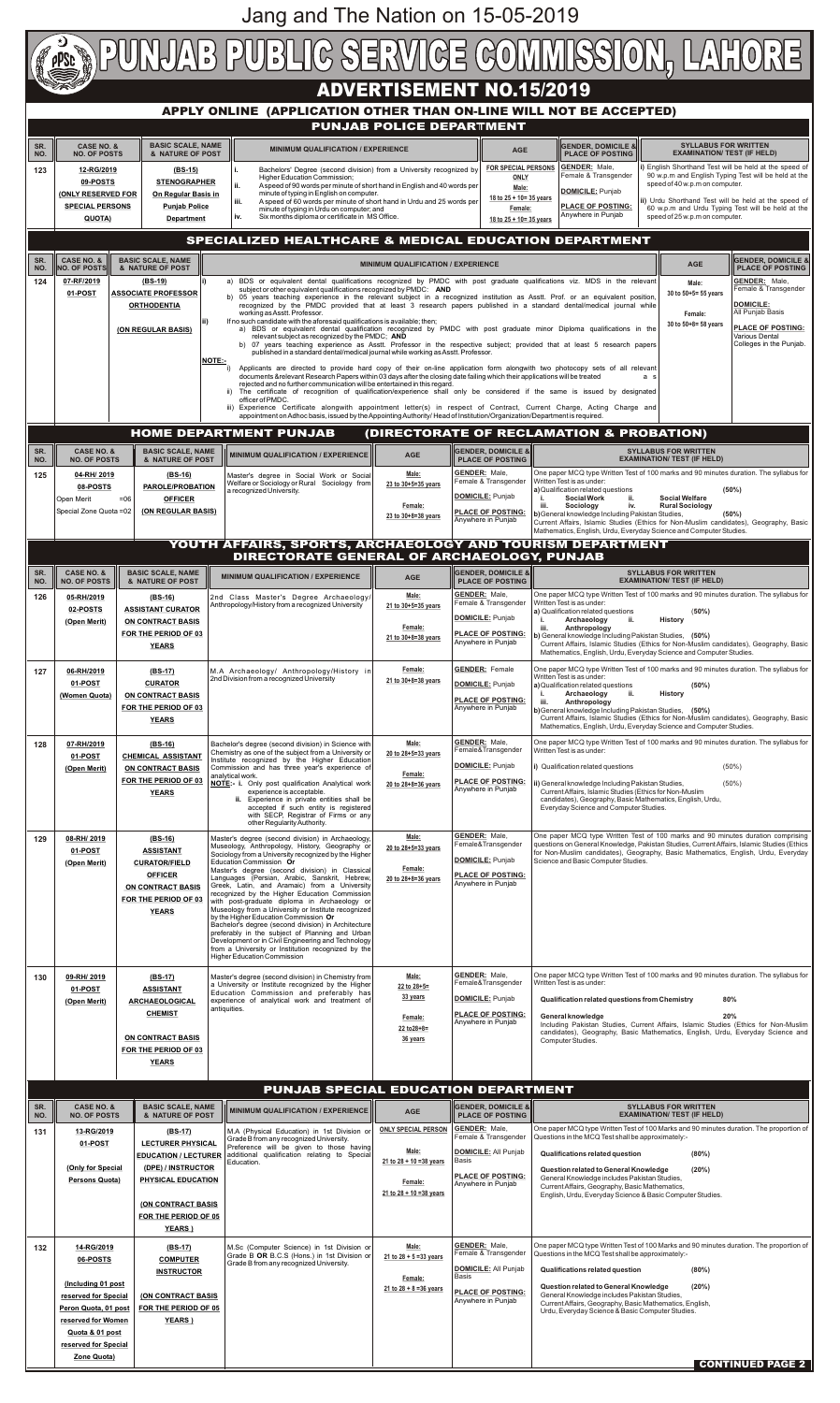Jang and The Nation on 15-05-2019

# PUNJAB PUBLIC SERVICE COMMISSION, LAHORE

## ADVERTISEMENT NO.15/2019

### APPLY ONLINE (APPLICATION OTHER THAN ON-LINE WILL NOT BE ACCEPTED)

### PUNJAB POLICE DEPARTMENT

| SR. NO. | CASE NO. & NO. OF POSTS | BASIC SCALE, NAME & NATURE OF POST | MINIMUM QUALIFICATION / EXPERIENCE | AGE | GENDER, DOMICILE & PLACE OF POSTING | SYLLABUS FOR WRITTEN EXAMINATION/ TEST (IF HELD) |
|---|---|---|---|---|---|---|
| 123 | 12-RG/2019<br>09-POSTS<br>(ONLY RESERVED FOR SPECIAL PERSONS QUOTA) | (BS-15)<br>STENOGRAPHER<br>On Regular Basis in Punjab Police Department | i. Bachelors' Degree (second division) from a University recognized by Higher Education Commission;<br>ii. A speed of 90 words per minute of short hand in English and 40 words per minute of typing in English on computer;<br>iii. A speed of 60 words per minute of short hand in Urdu and 25 words per minute of typing in Urdu on computer; and<br>iv. Six months diploma or certificate in MS Office. | FOR SPECIAL PERSONS ONLY<br>Male:<br>18 to 25 + 10= 35 years<br>Female:<br>18 to 25 + 10= 35 years | GENDER: Male, Female & Transgender<br>DOMICILE: Punjab<br>PLACE OF POSTING: Anywhere in Punjab | i) English Shorthand Test will be held at the speed of 90 w.p.m and English Typing Test will be held at the speed of 40 w.p.m on computer.<br>ii) Urdu Shorthand Test will be held at the speed of 60 w.p.m and Urdu Typing Test will be held at the speed of 25 w.p.m on computer. |

### SPECIALIZED HEALTHCARE & MEDICAL EDUCATION DEPARTMENT

| SR. NO. | CASE NO. & NO. OF POSTS | BASIC SCALE, NAME & NATURE OF POST | MINIMUM QUALIFICATION / EXPERIENCE | AGE | GENDER, DOMICILE & PLACE OF POSTING |
|---|---|---|---|---|---|
| 124 | 07-RF/2019<br>01-POST | (BS-19)<br>ASSOCIATE PROFESSOR<br>ORTHODENTIA<br>(ON REGULAR BASIS) | i) a) BDS or equivalent dental qualifications recognized by PMDC with post graduate qualifications viz. MDS in the relevant subject or other equivalent qualifications recognized by PMDC: AND<br>b) 05 years teaching experience in the relevant subject in a recognized institution as Asstt. Prof. or an equivalent position, recognized by the PMDC provided that at least 3 research papers published in a standard dental/medical journal while working as Asstt. Professor.<br>ii) If no such candidate with the aforesaid qualifications is available; then;<br>a) BDS or equivalent dental qualification recognized by PMDC with post graduate minor Diploma qualifications in the relevant subject as recognized by the PMDC; AND<br>b) 07 years teaching experience as Asstt. Professor in the respective subject; provided that at least 5 research papers published in a standard dental/medical journal while working as Asstt. Professor.<br>NOTE:-<br>i) Applicants are directed to provide hard copy of their on-line application form alongwith two photocopy sets of all relevant documents & relevant Research Papers within 03 days after the closing date failing which their applications will be treated as rejected and no further communication will be entertained in this regard.<br>ii) The certificate of recognition of qualification/experience shall only be considered if the same is issued by designated officer of PMDC.<br>iii) Experience Certificate alongwith appointment letter(s) in respect of Contract, Current Charge, Acting Charge and appointment on Adhoc basis, issued by the Appointing Authority/ Head of Institution/Organization/Department is required. | Male:<br>30 to 50+5= 55 years<br>Female:<br>30 to 50+8= 58 years | GENDER: Male, Female & Transgender<br>DOMICILE: All Punjab Basis<br>PLACE OF POSTING: Various Dental Colleges in the Punjab. |

### HOME DEPARTMENT PUNJAB (DIRECTORATE OF RECLAMATION & PROBATION)

| SR. NO. | CASE NO. & NO. OF POSTS | BASIC SCALE, NAME & NATURE OF POST | MINIMUM QUALIFICATION / EXPERIENCE | AGE | GENDER, DOMICILE & PLACE OF POSTING | SYLLABUS FOR WRITTEN EXAMINATION/ TEST (IF HELD) |
|---|---|---|---|---|---|---|
| 125 | 04-RH/ 2019<br>08-POSTS<br>Open Merit =06<br>Special Zone Quota =02 | (BS-16)<br>PAROLE/PROBATION OFFICER<br>(ON REGULAR BASIS) | Master's degree in Social Work or Social Welfare or Sociology or Rural Sociology from a recognized University. | Male:<br>23 to 30+5=35 years<br>Female:<br>23 to 30+8=38 years | GENDER: Male, Female & Transgender<br>DOMICILE: Punjab<br>PLACE OF POSTING: Anywhere in Punjab | One paper MCQ type Written Test of 100 marks and 90 minutes duration. The syllabus for Written Test is as under:<br>a) Qualification related questions (50%)<br>i. Social Work ii. Social Welfare<br>iii. Sociology iv. Rural Sociology<br>b) General knowledge Including Pakistan Studies, (50%)<br>Current Affairs, Islamic Studies (Ethics for Non-Muslim candidates), Geography, Basic Mathematics, English, Urdu, Everyday Science and Computer Studies. |

### YOUTH AFFAIRS, SPORTS, ARCHAEOLOGY AND TOURISM DEPARTMENT
### DIRECTORATE GENERAL OF ARCHAEOLOGY, PUNJAB

| SR. NO. | CASE NO. & NO. OF POSTS | BASIC SCALE, NAME & NATURE OF POST | MINIMUM QUALIFICATION / EXPERIENCE | AGE | GENDER, DOMICILE & PLACE OF POSTING | SYLLABUS FOR WRITTEN EXAMINATION/ TEST (IF HELD) |
|---|---|---|---|---|---|---|
| 126 | 05-RH/2019<br>02-POSTS<br>(Open Merit) | (BS-16)<br>ASSISTANT CURATOR<br>ON CONTRACT BASIS FOR THE PERIOD OF 03 YEARS | 2nd Class Master's Degree Archaeology/ Anthropology/History from a recognized University | Male:<br>21 to 30+5=35 years<br>Female:<br>21 to 30+8=38 years | GENDER: Male, Female & Transgender<br>DOMICILE: Punjab<br>PLACE OF POSTING: Anywhere in Punjab | One paper MCQ type Written Test of 100 marks and 90 minutes duration. The syllabus for Written Test is as under:<br>a) Qualification related questions (50%)<br>i. Archaeology ii. History<br>iii. Anthropology<br>b) General knowledge Including Pakistan Studies, (50%)<br>Current Affairs, Islamic Studies (Ethics for Non-Muslim candidates), Geography, Basic Mathematics, English, Urdu, Everyday Science and Computer Studies. |
| 127 | 06-RH/2019<br>01-POST<br>(Women Quota) | (BS-17)<br>CURATOR<br>ON CONTRACT BASIS FOR THE PERIOD OF 03 YEARS | M.A Archaeology/ Anthropology/History in 2nd Division from a recognized University | Female:<br>21 to 30+8=38 years | GENDER: Female<br>DOMICILE: Punjab<br>PLACE OF POSTING: Anywhere in Punjab | One paper MCQ type Written Test of 100 marks and 90 minutes duration. The syllabus for Written Test is as under:<br>a) Qualification related questions (50%)<br>i. Archaeology ii. History<br>iii. Anthropology<br>b) General knowledge Including Pakistan Studies, (50%)<br>Current Affairs, Islamic Studies (Ethics for Non-Muslim candidates), Geography, Basic Mathematics, English, Urdu, Everyday Science and Computer Studies. |
| 128 | 07-RH/2019<br>01-POST<br>(Open Merit) | (BS-16)<br>CHEMICAL ASSISTANT<br>ON CONTRACT BASIS FOR THE PERIOD OF 03 YEARS | Bachelor's degree (second division) in Science with Chemistry as one of the subject from a University or Institute recognized by the Higher Education Commission and has three year's experience of analytical work.<br>NOTE:- i. Only post qualification Analytical work experience is acceptable.<br>ii. Experience in private entities shall be accepted if such entity is registered with SECP, Registrar of Firms or any other Regularity Authority. | Male:<br>20 to 28+5=33 years<br>Female:<br>20 to 28+8=36 years | GENDER: Male, Female&Transgender<br>DOMICILE: Punjab<br>PLACE OF POSTING: Anywhere in Punjab | One paper MCQ type Written Test of 100 marks and 90 minutes duration. The syllabus for Written Test is as under:<br>i) Qualification related questions (50%)<br>ii) General knowledge Including Pakistan Studies, (50%)<br>Current Affairs, Islamic Studies (Ethics for Non-Muslim candidates), Geography, Basic Mathematics, English, Urdu, Everyday Science and Computer Studies. |
| 129 | 08-RH/ 2019<br>01-POST<br>(Open Merit) | (BS-16)<br>ASSISTANT CURATOR/FIELD OFFICER<br>ON CONTRACT BASIS FOR THE PERIOD OF 03 YEARS | Master's degree (second division) in Archaeology, Museology, Anthropology, History, Geography or Sociology from a University recognized by the Higher Education Commission Or<br>Master's degree (second division) in Classical Languages (Persian, Arabic, Sanskrit, Hebrew, Greek, Latin, and Aramaic) from a University recognized by the Higher Education Commission with post-graduate diploma in Archaeology or Museology from a University or Institute recognized by the Higher Education Commission Or<br>Bachelor's degree (second division) in Architecture preferably in the subject of Planning and Urban Development or in Civil Engineering and Technology from a University or Institution recognized by the Higher Education Commission | Male:<br>20 to 28+5=33 years<br>Female:<br>20 to 28+8=36 years | GENDER: Male, Female&Transgender<br>DOMICILE: Punjab<br>PLACE OF POSTING: Anywhere in Punjab | One paper MCQ type Written Test of 100 marks and 90 minutes duration comprising questions on General Knowledge, Pakistan Studies, Current Affairs, Islamic Studies (Ethics for Non-Muslim candidates), Geography, Basic Mathematics, English, Urdu, Everyday Science and Basic Computer Studies. |
| 130 | 09-RH/ 2019<br>01-POST<br>(Open Merit) | (BS-17)<br>ASSISTANT ARCHAEOLOGICAL CHEMIST<br>ON CONTRACT BASIS FOR THE PERIOD OF 03 YEARS | Master's degree (second division) in Chemistry from a University or Institute recognized by the Higher Education Commission and preferably has experience of analytical work and treatment of antiquities. | Male:<br>22 to 28+5= 33 years<br>Female:<br>22 to28+8= 36 years | GENDER: Male, Female&Transgender<br>DOMICILE: Punjab<br>PLACE OF POSTING: Anywhere in Punjab | One paper MCQ type Written Test of 100 marks and 90 minutes duration. The syllabus for Written Test is as under:<br>Qualification related questions from Chemistry 80%<br>General knowledge 20%<br>Including Pakistan Studies, Current Affairs, Islamic Studies (Ethics for Non-Muslim candidates), Geography, Basic Mathematics, English, Urdu, Everyday Science and Computer Studies. |

### PUNJAB SPECIAL EDUCATION DEPARTMENT

| SR. NO. | CASE NO. & NO. OF POSTS | BASIC SCALE, NAME & NATURE OF POST | MINIMUM QUALIFICATION / EXPERIENCE | AGE | GENDER, DOMICILE & PLACE OF POSTING | SYLLABUS FOR WRITTEN EXAMINATION/ TEST (IF HELD) |
|---|---|---|---|---|---|---|
| 131 | 13-RG/2019<br>01-POST<br>(Only for Special Persons Quota) | (BS-17)<br>LECTURER PHYSICAL EDUCATION / LECTURER (DPE) / INSTRUCTOR PHYSICAL EDUCATION<br>(ON CONTRACT BASIS FOR THE PERIOD OF 05 YEARS) | M.A (Physical Education) in 1st Division or Grade B from any recognized University.<br>Preference will be given to those having additional qualification relating to Special Education. | ONLY SPECIAL PERSON<br>Male:<br>21 to 28 + 10 =38 years<br>Female:<br>21 to 28 + 10 =38 years | GENDER: Male, Female & Transgender<br>DOMICILE: All Punjab Basis<br>PLACE OF POSTING: Anywhere in Punjab | One paper MCQ type Written Test of 100 Marks and 90 minutes duration. The proportion of Questions in the MCQ Test shall be approximately:-<br>Qualifications related question (80%)<br>Question related to General Knowledge (20%)<br>General Knowledge includes Pakistan Studies, Current Affairs, Geography, Basic Mathematics, English, Urdu, Everyday Science & Basic Computer Studies. |
| 132 | 14-RG/2019<br>06-POSTS<br>(Including 01 post reserved for Special Peron Quota, 01 post reserved for Women Quota & 01 post reserved for Special Zone Quota) | (BS-17)<br>COMPUTER INSTRUCTOR<br>(ON CONTRACT BASIS FOR THE PERIOD OF 05 YEARS) | M.Sc (Computer Science) in 1st Division or Grade B OR B.C.S (Hons.) in 1st Division or Grade B from any recognized University. | Male:<br>21 to 28 + 5 =33 years<br>Female:<br>21 to 28 + 8 =36 years | GENDER: Male, Female & Transgender<br>DOMICILE: All Punjab Basis<br>PLACE OF POSTING: Anywhere in Punjab | One paper MCQ type Written Test of 100 Marks and 90 minutes duration. The proportion of Questions in the MCQ Test shall be approximately:-<br>Qualifications related question (80%)<br>Question related to General Knowledge (20%)<br>General Knowledge includes Pakistan Studies, Current Affairs, Geography, Basic Mathematics, English, Urdu, Everyday Science & Basic Computer Studies. |

CONTINUED PAGE 2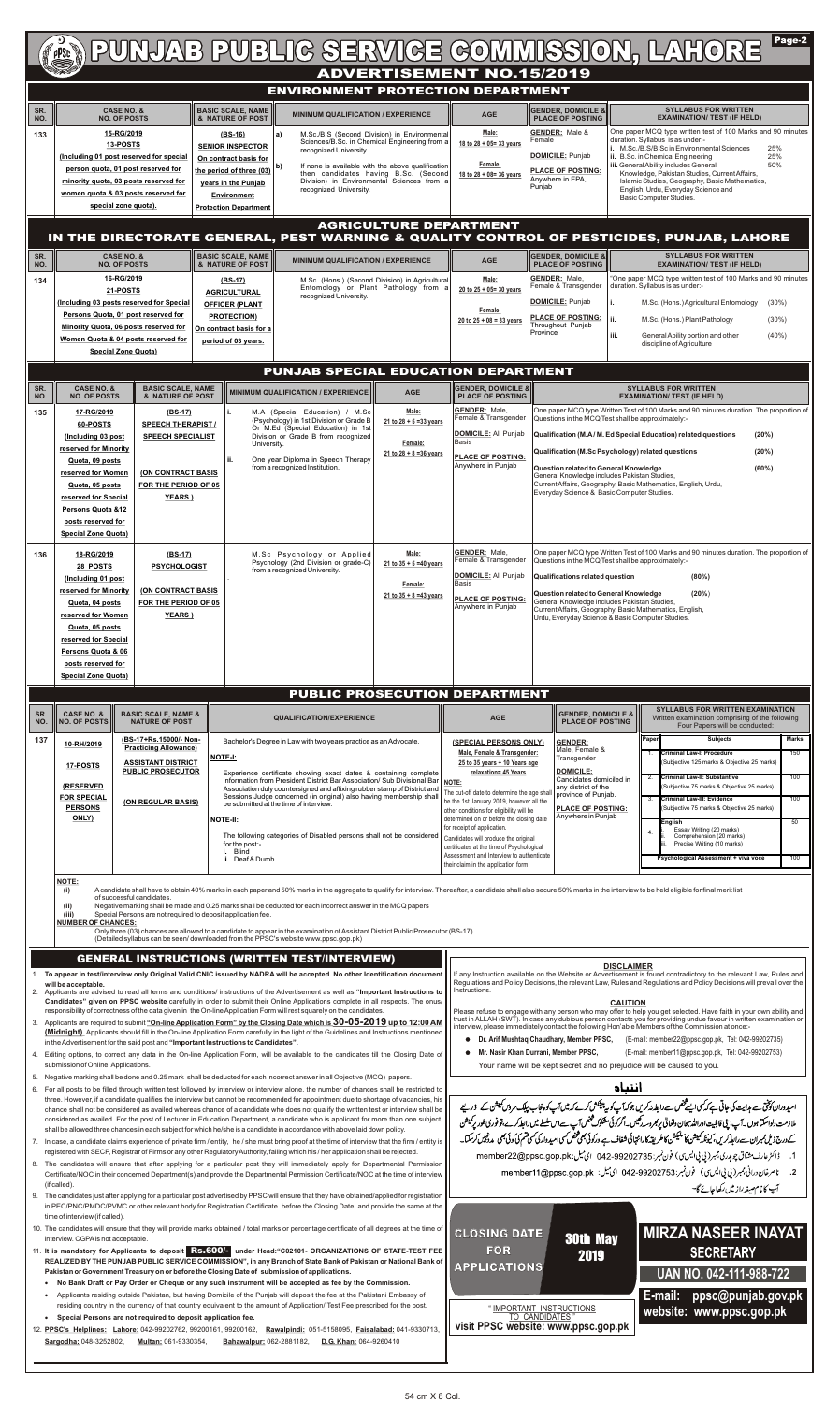# PUNJAB PUBLIC SERVICE COMMISSION, LAHORE

## ADVERTISEMENT NO.15/2019

### ENVIRONMENT PROTECTION DEPARTMENT

| SR. NO. | CASE NO. & NO. OF POSTS | BASIC SCALE, NAME & NATURE OF POST | MINIMUM QUALIFICATION / EXPERIENCE | AGE | GENDER, DOMICILE & PLACE OF POSTING | SYLLABUS FOR WRITTEN EXAMINATION/ TEST (IF HELD) |
|---|---|---|---|---|---|---|
| 133 | 15-RG/2019 13-POSTS (Including 01 post reserved for special person quota, 01 post reserved for minority quota, 03 posts reserved for women quota & 03 posts reserved for special zone quota). | (BS-16) SENIOR INSPECTOR On contract basis for the period of three (03) years in the Punjab Environment Protection Department | a) M.Sc./B.S (Second Division) in Environmental Sciences/B.Sc. in Chemical Engineering from a recognized University. b) If none is available with the above qualification then candidates having B.Sc. (Second Division) in Environmental Sciences from a recognized University. | Male: 18 to 28 + 05= 33 years Female: 18 to 28 + 08= 36 years | GENDER: Male & Female DOMICILE: Punjab PLACE OF POSTING: Anywhere in EPA, Punjab | One paper MCQ type written test of 100 Marks and 90 minutes duration. Syllabus is as under:- i. M.Sc./B.S/B.Sc in Environmental Sciences 25% ii. B.Sc. in Chemical Engineering 25% iii. General Ability includes General Knowledge, Pakistan Studies, Current Affairs, Islamic Studies, Geography, Basic Mathematics, English, Urdu, Everyday Science and Basic Computer Studies. 50% |

### AGRICULTURE DEPARTMENT
### IN THE DIRECTORATE GENERAL, PEST WARNING & QUALITY CONTROL OF PESTICIDES, PUNJAB, LAHORE

| SR. NO. | CASE NO. & NO. OF POSTS | BASIC SCALE, NAME & NATURE OF POST | MINIMUM QUALIFICATION / EXPERIENCE | AGE | GENDER, DOMICILE & PLACE OF POSTING | SYLLABUS FOR WRITTEN EXAMINATION/ TEST (IF HELD) |
|---|---|---|---|---|---|---|
| 134 | 16-RG/2019 21-POSTS (Including 03 posts reserved for Special Persons Quota, 01 post reserved for Minority Quota, 06 posts reserved for Women Quota & 04 posts reserved for Special Zone Quota) | (BS-17) AGRICULTURAL OFFICER (PLANT PROTECTION) On contract basis for a period of 03 years. | M.Sc. (Hons.) (Second Division) in Agricultural Entomology or Plant Pathology from a recognized University. | Male: 20 to 25 + 05= 30 years Female: 20 to 25 + 08 = 33 years | GENDER: Male, Female & Transgender DOMICILE: Punjab PLACE OF POSTING: Throughout Punjab Province | "One paper MCQ type written test of 100 Marks and 90 minutes duration. Syllabus is as under:- i. M.Sc. (Hons.) Agricultural Entomology (30%) ii. M.Sc. (Hons.) Plant Pathology (30%) iii. General Ability portion and other discipline of Agriculture (40%) |

### PUNJAB SPECIAL EDUCATION DEPARTMENT

| SR. NO. | CASE NO. & NO. OF POSTS | BASIC SCALE, NAME & NATURE OF POST | MINIMUM QUALIFICATION / EXPERIENCE | AGE | GENDER, DOMICILE & PLACE OF POSTING | SYLLABUS FOR WRITTEN EXAMINATION/ TEST (IF HELD) |
|---|---|---|---|---|---|---|
| 135 | 17-RG/2019 60-POSTS (Including 03 post reserved for Minority Quota, 09 posts reserved for Women Quota, 05 posts reserved for Special Persons Quota &12 posts reserved for Special Zone Quota) | (BS-17) SPEECH THERAPIST / SPEECH SPECIALIST (ON CONTRACT BASIS FOR THE PERIOD OF 05 YEARS) | i. M.A (Special Education) / M.Sc (Psychology) in 1st Division or Grade B Or M.Ed (Special Education) in 1st Division or Grade B from recognized University. ii. One year Diploma in Speech Therapy from a recognized Institution. | Male: 21 to 28 + 5 =33 years Female: 21 to 28 + 8 =36 years | GENDER: Male, Female & Transgender DOMICILE: All Punjab Basis PLACE OF POSTING: Anywhere in Punjab | One paper MCQ type Written Test of 100 Marks and 90 minutes duration. The proportion of Questions in the MCQ Test shall be approximately:- Qualification (M.A / M. Ed Special Education) related questions (20%) Qualification (M.Sc Psychology) related questions (20%) Question related to General Knowledge (60%) General Knowledge includes Pakistan Studies, Current Affairs, Geography, Basic Mathematics, English, Urdu, Everyday Science & Basic Computer Studies. |
| 136 | 18-RG/2019 28 POSTS (Including 01 post reserved for Minority Quota, 04 posts reserved for Women Quota, 05 posts reserved for Special Persons Quota & 06 posts reserved for Special Zone Quota) | (BS-17) PSYCHOLOGIST (ON CONTRACT BASIS FOR THE PERIOD OF 05 YEARS) | M.Sc Psychology or Applied Psychology (2nd Division or grade-C) from a recognized University. | Male: 21 to 35 + 5 =40 years Female: 21 to 35 + 8 =43 years | GENDER: Male, Female & Transgender DOMICILE: All Punjab Basis PLACE OF POSTING: Anywhere in Punjab | One paper MCQ type Written Test of 100 Marks and 90 minutes duration. The proportion of Questions in the MCQ Test shall be approximately:- Qualifications related question (80%) Question related to General Knowledge (20%) General Knowledge includes Pakistan Studies, Current Affairs, Geography, Basic Mathematics, English, Urdu, Everyday Science & Basic Computer Studies. |

### PUBLIC PROSECUTION DEPARTMENT

| SR. NO. | CASE NO. & NO. OF POSTS | BASIC SCALE, NAME & NATURE OF POST | QUALIFICATION/EXPERIENCE | AGE | GENDER, DOMICILE & PLACE OF POSTING | SYLLABUS FOR WRITTEN EXAMINATION |
|---|---|---|---|---|---|---|
| 137 | 10-RH/2019 17-POSTS (RESERVED FOR SPECIAL PERSONS ONLY) | (BS-17+Rs.15000/- Non-Practicing Allowance) ASSISTANT DISTRICT PUBLIC PROSECUTOR (ON REGULAR BASIS) | Bachelor's Degree in Law with two years practice as an Advocate. NOTE-I: Experience certificate showing exact dates & containing complete information from President District Bar Association/ Sub Divisional Bar Association duly countersigned and affixing rubber stamp of District and Sessions Judge concerned (in original) also having membership shall be submitted at the time of interview. NOTE-II: The following categories of Disabled persons shall not be considered for the post:- i. Blind ii. Deaf & Dumb | (SPECIAL PERSONS ONLY) Male, Female & Transgender: 25 to 35 years + 10 Years age relaxation= 45 Years NOTE: The cut-off date to determine the age shall be the 1st January 2019, however all the other conditions for eligibility will be determined on or before the closing date for receipt of application. Candidates will produce the original certificates at the time of Psychological Assessment and Interview to authenticate their claim in the application form. | GENDER: Male, Female & Transgender DOMICILE: Candidates domiciled in any district of the province of Punjab. PLACE OF POSTING: Anywhere in Punjab | Written examination comprising of the following Four Papers will be conducted: (see table below) |

| Paper | Subjects | Marks |
|---|---|---|
| 1. | Criminal Law-I: Procedure (Subjective 125 marks & Objective 25 marks) | 150 |
| 2. | Criminal Law-II: Substantive (Subjective 75 marks & Objective 25 marks) | 100 |
| 3. | Criminal Law-III: Evidence (Subjective 75 marks & Objective 25 marks) | 100 |
| 4. | English i. Essay Writing (20 marks) ii. Comprehension (20 marks) iii. Precise Writing (10 marks) | 50 |
| | Psychological Assessment + viva voce | 100 |

**NOTE:**
- (i) A candidate shall have to obtain 40% marks in each paper and 50% marks in the aggregate to qualify for interview. Thereafter, a candidate shall also secure 50% marks in the interview to be held eligible for final merit list of successful candidates.
- (ii) Negative marking shall be made and 0.25 marks shall be deducted for each incorrect answer in the MCQ papers
- (iii) Special Persons are not required to deposit application fee.

**NUMBER OF CHANCES:**
Only three (03) chances are allowed to a candidate to appear in the examination of Assistant District Public Prosecutor (BS-17).
(Detailed syllabus can be seen/ downloaded from the PPSC's website www.ppsc.gop.pk)

### GENERAL INSTRUCTIONS (WRITTEN TEST/INTERVIEW)

1. **To appear in test/interview only Original Valid CNIC issued by NADRA will be accepted. No other Identification document will be acceptable.**
2. Applicants are advised to read all terms and conditions/ instructions of the Advertisement as well as **"Important Instructions to Candidates"** given on PPSC website carefully in order to submit their Online Applications complete in all respects. The onus/ responsibility of correctness of the data given in the On-line Application Form will rest squarely on the candidates.
3. Applicants are required to submit **"On-line Application Form" by the Closing Date which is 30-05-2019 up to 12:00 AM (Midnight).** Applicants should fill in the On-line Application Form carefully in the light of the Guidelines and Instructions mentioned in the Advertisement for the said post and **"Important Instructions to Candidates".**
4. Editing options, to correct any data in the On-line Application Form, will be available to the candidates till the Closing Date of submission of Online Applications.
5. Negative marking shall be done and 0.25 mark shall be deducted for each incorrect answer in all Objective (MCQ) papers.
6. For all posts to be filled through written test followed by interview or interview alone, the number of chances shall be restricted to three. However, if a candidate qualifies the interview but cannot be recommended for appointment due to shortage of vacancies, his chance shall not be considered as availed whereas chance of a candidate who does not qualify the written test or interview shall be considered as availed. For the post of Lecturer in Education Department, a candidate who is applicant for more than one subject, shall be allowed three chances in each subject for which he/she is a candidate in accordance with above laid down policy.
7. In case, a candidate claims experience of private firm / entity, he / she must bring proof at the time of interview that the firm / entity is registered with SECP, Registrar of Firms or any other Regulatory Authority, failing which his / her application shall be rejected.
8. The candidates will ensure that after applying for a particular post they will immediately apply for Departmental Permission Certificate/NOC in their concerned Department(s) and provide the Departmental Permission Certificate/NOC at the time of interview (if called).
9. The candidates just after applying for a particular post advertised by PPSC will ensure that they have obtained/applied for registration in PEC/PVC/PMDC/PVMC or other relevant body for Registration Certificate before the Closing Date and provide the same at the time of interview (if called).
10. The candidates will ensure that they will provide marks obtained / total marks or percentage certificate of all degrees at the time of interview. CGPA is not acceptable.
11. **It is mandatory for Applicants to deposit Rs.600/- under Head:"C02101- ORGANIZATIONS OF STATE-FEST FEE REALIZED BY THE PUNJAB PUBLIC SERVICE COMMISSION", in any Branch of State Bank of Pakistan or National Bank of Pakistan or Government Treasury on or before the Closing Date of submission of applications.**
    - **No Bank Draft or Pay Order or Cheque or any such instrument will be accepted as fee by the Commission.**
    - Applicants residing outside Pakistan, but having Domicile of the Punjab will deposit the fee at the Pakistani Embassy of residing country in the currency of that country equivalent to the amount of Application/ Test Fee prescribed for the post.
    - **Special Persons are not required to deposit application fee.**
12. **PPSC's Helplines: Lahore:** 042-99202762, 99200161, 99200162, **Rawalpindi:** 051-5158095, **Faisalabad:** 041-9330713, **Sargodha:** 048-3252802, **Multan:** 061-9330354, **Bahawalpur:** 062-2881182, **D.G. Khan:** 064-9260410

### DISCLAIMER

If any Instruction available on the Website or Advertisement is found contradictory to the relevant Law, Rules and Regulations and Policy Decisions, the relevant Law, Rules and Regulations and Policy Decisions will prevail over the Instructions.

### CAUTION

Please refuse to engage with any person who may offer to help you get selected. Have faith in your own ability and trust in ALLAH (SWT). In case any dubious person contacts you for providing undue favour in written examination or interview, please immediately contact the following Hon'able Members of the Commission at once:-

- **Dr. Arif Mushtaq Chaudhary, Member PPSC,** (E-mail: member22@ppsc.gop.pk, Tel: 042-99202735)
- **Mr. Nasir Khan Durrani, Member PPSC,** (E-mail: member11@ppsc.gop.pk, Tel: 042-99202753)

Your name will be kept secret and no prejudice will be caused to you.

### انتباہ

امیدواران کو تنبیہ کی جاتی ہے کہ ایسے شخص سے رابطہ کریں جو کہ آپ کو یہ پیشکش کرے کہ میں آپ کو پنجاب پبلک سروس کمیشن کے ذریعے ملازمت دلوا سکتا ہوں۔ آپ اپنی قابلیت اور اللہ سبحان و تعالیٰ پر بھروسہ رکھیں۔ اگر کوئی مشکوک شخص آپ سے اس سلسلے میں رابطہ کرے تو فوری طور پر کمیشن کے درج ذیل ممبران سے رابطہ کریں۔ کیونکہ کمیشن کا سلیکشن کا طریقہ کار انتہائی شفاف ہے اور کوئی بھی شخص کسی امیدوار کی کسی قسم کی کوئی بھی مدد نہیں کر سکتا۔

1. ڈاکٹر عارف مشتاق چوہدری، ممبر (پی پی ایس سی) فون نمبر: 042-99202735 ای میل: member22@ppsc.gop.pk
2. ناصر خان درانی، ممبر (پی پی ایس سی) فون نمبر: 042-99202753 ای میل: member11@ppsc.gop.pk

آپ کا نام صیغہ راز میں رکھا جائے گا۔

**CLOSING DATE FOR APPLICATIONS: 30th May 2019**

" IMPORTANT INSTRUCTIONS TO CANDIDATES "

**visit PPSC website: www.ppsc.gop.pk**

**MIRZA NASEER INAYAT**
**SECRETARY**

**UAN NO. 042-111-988-722**

**E-mail: ppsc@punjab.gov.pk**
**website: www.ppsc.gop.pk**